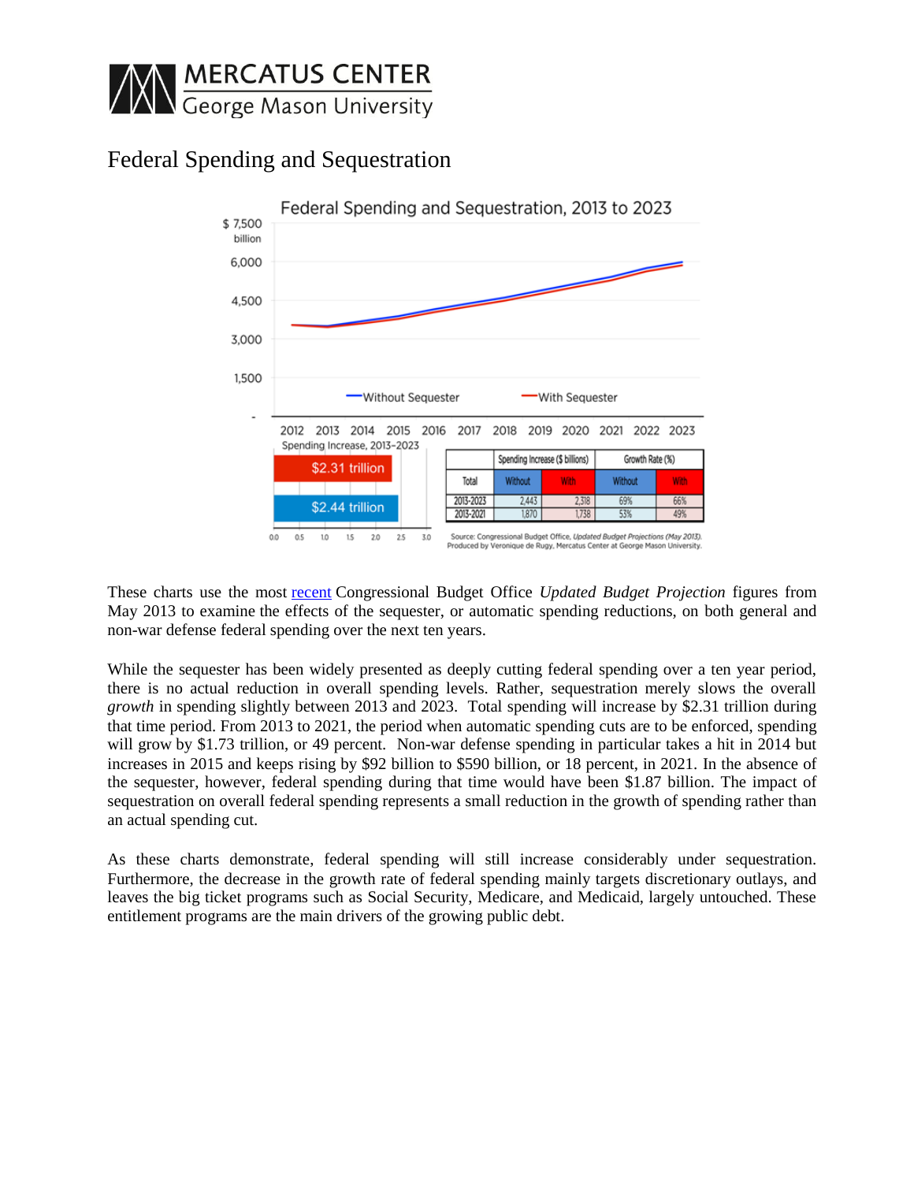# MERCATUS CENTER
George Mason University

## Federal Spending and Sequestration

Federal Spending and Sequestration, 2013 to 2023

| Total | Spending Increase ($ billions) | | Growth Rate (%) | |
|---|---|---|---|---|
| | Without | With | Without | With |
| 2013-2023 | 2,443 | 2,318 | 69% | 66% |
| 2013-2021 | 1,870 | 1,738 | 53% | 49% |

Spending Increase, 2013–2023: $2.31 trillion (With Sequester); $2.44 trillion (Without Sequester)

Source: Congressional Budget Office, *Updated Budget Projections (May 2013)*. Produced by Veronique de Rugy, Mercatus Center at George Mason University.

These charts use the most recent Congressional Budget Office *Updated Budget Projection* figures from May 2013 to examine the effects of the sequester, or automatic spending reductions, on both general and non-war defense federal spending over the next ten years.

While the sequester has been widely presented as deeply cutting federal spending over a ten year period, there is no actual reduction in overall spending levels. Rather, sequestration merely slows the overall *growth* in spending slightly between 2013 and 2023. Total spending will increase by $2.31 trillion during that time period. From 2013 to 2021, the period when automatic spending cuts are to be enforced, spending will grow by $1.73 trillion, or 49 percent. Non-war defense spending in particular takes a hit in 2014 but increases in 2015 and keeps rising by $92 billion to $590 billion, or 18 percent, in 2021. In the absence of the sequester, however, federal spending during that time would have been $1.87 billion. The impact of sequestration on overall federal spending represents a small reduction in the growth of spending rather than an actual spending cut.

As these charts demonstrate, federal spending will still increase considerably under sequestration. Furthermore, the decrease in the growth rate of federal spending mainly targets discretionary outlays, and leaves the big ticket programs such as Social Security, Medicare, and Medicaid, largely untouched. These entitlement programs are the main drivers of the growing public debt.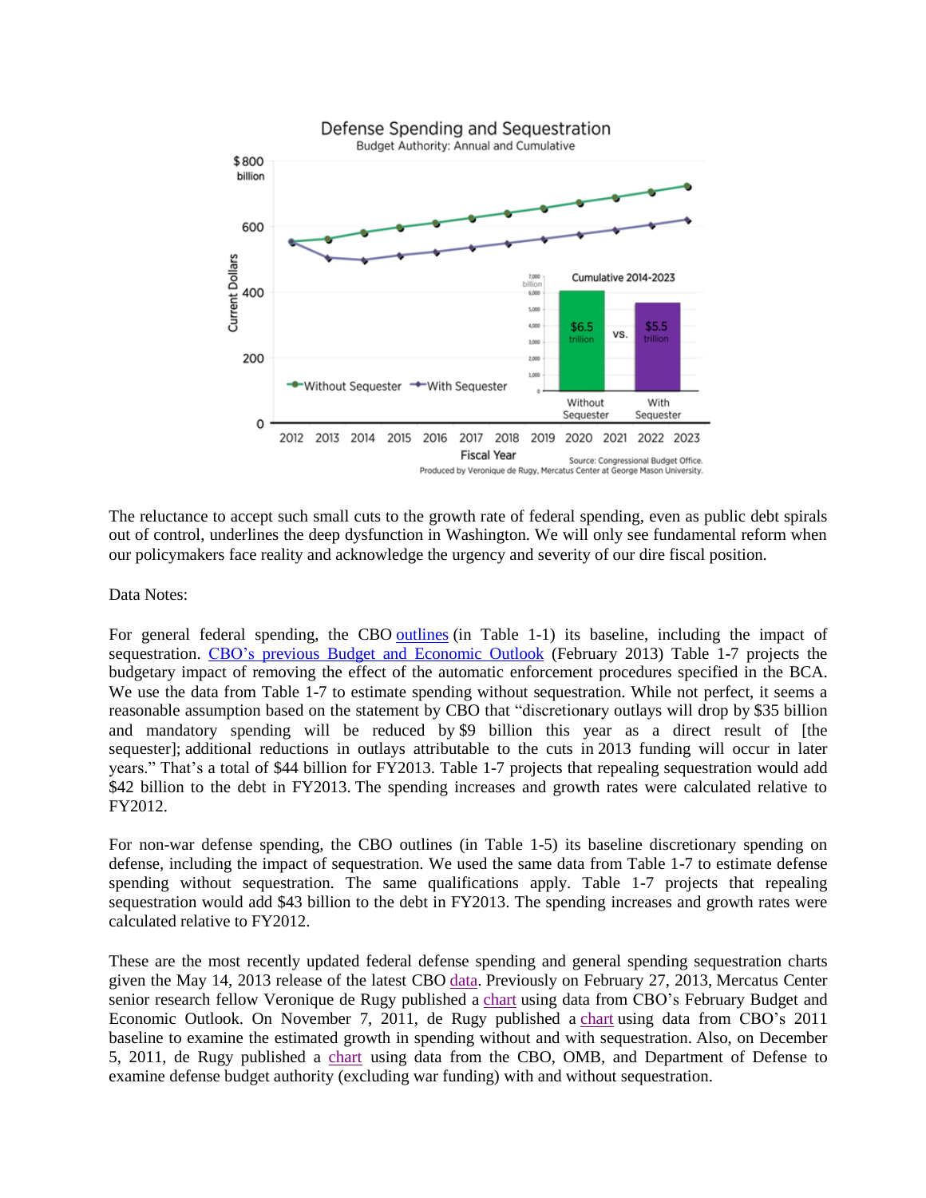Defense Spending and Sequestration

Budget Authority: Annual and Cumulative

$800 billion

600

400

200

0

Current Dollars

Without Sequester

With Sequester

Cumulative 2014-2023

7,000 billion

6,000

5,000

4,000

3,000

2,000

1,000

0

$6.5 trillion

vs.

$5.5 trillion

Without Sequester

With Sequester

2012 2013 2014 2015 2016 2017 2018 2019 2020 2021 2022 2023

Fiscal Year

Source: Congressional Budget Office.

Produced by Veronique de Rugy, Mercatus Center at George Mason University.

The reluctance to accept such small cuts to the growth rate of federal spending, even as public debt spirals out of control, underlines the deep dysfunction in Washington. We will only see fundamental reform when our policymakers face reality and acknowledge the urgency and severity of our dire fiscal position.

Data Notes:

For general federal spending, the CBO outlines (in Table 1-1) its baseline, including the impact of sequestration. CBO's previous Budget and Economic Outlook (February 2013) Table 1-7 projects the budgetary impact of removing the effect of the automatic enforcement procedures specified in the BCA. We use the data from Table 1-7 to estimate spending without sequestration. While not perfect, it seems a reasonable assumption based on the statement by CBO that "discretionary outlays will drop by $35 billion and mandatory spending will be reduced by $9 billion this year as a direct result of [the sequester]; additional reductions in outlays attributable to the cuts in 2013 funding will occur in later years." That's a total of $44 billion for FY2013. Table 1-7 projects that repealing sequestration would add $42 billion to the debt in FY2013. The spending increases and growth rates were calculated relative to FY2012.

For non-war defense spending, the CBO outlines (in Table 1-5) its baseline discretionary spending on defense, including the impact of sequestration. We used the same data from Table 1-7 to estimate defense spending without sequestration. The same qualifications apply. Table 1-7 projects that repealing sequestration would add $43 billion to the debt in FY2013. The spending increases and growth rates were calculated relative to FY2012.

These are the most recently updated federal defense spending and general spending sequestration charts given the May 14, 2013 release of the latest CBO data. Previously on February 27, 2013, Mercatus Center senior research fellow Veronique de Rugy published a chart using data from CBO's February Budget and Economic Outlook. On November 7, 2011, de Rugy published a chart using data from CBO's 2011 baseline to examine the estimated growth in spending without and with sequestration. Also, on December 5, 2011, de Rugy published a chart using data from the CBO, OMB, and Department of Defense to examine defense budget authority (excluding war funding) with and without sequestration.